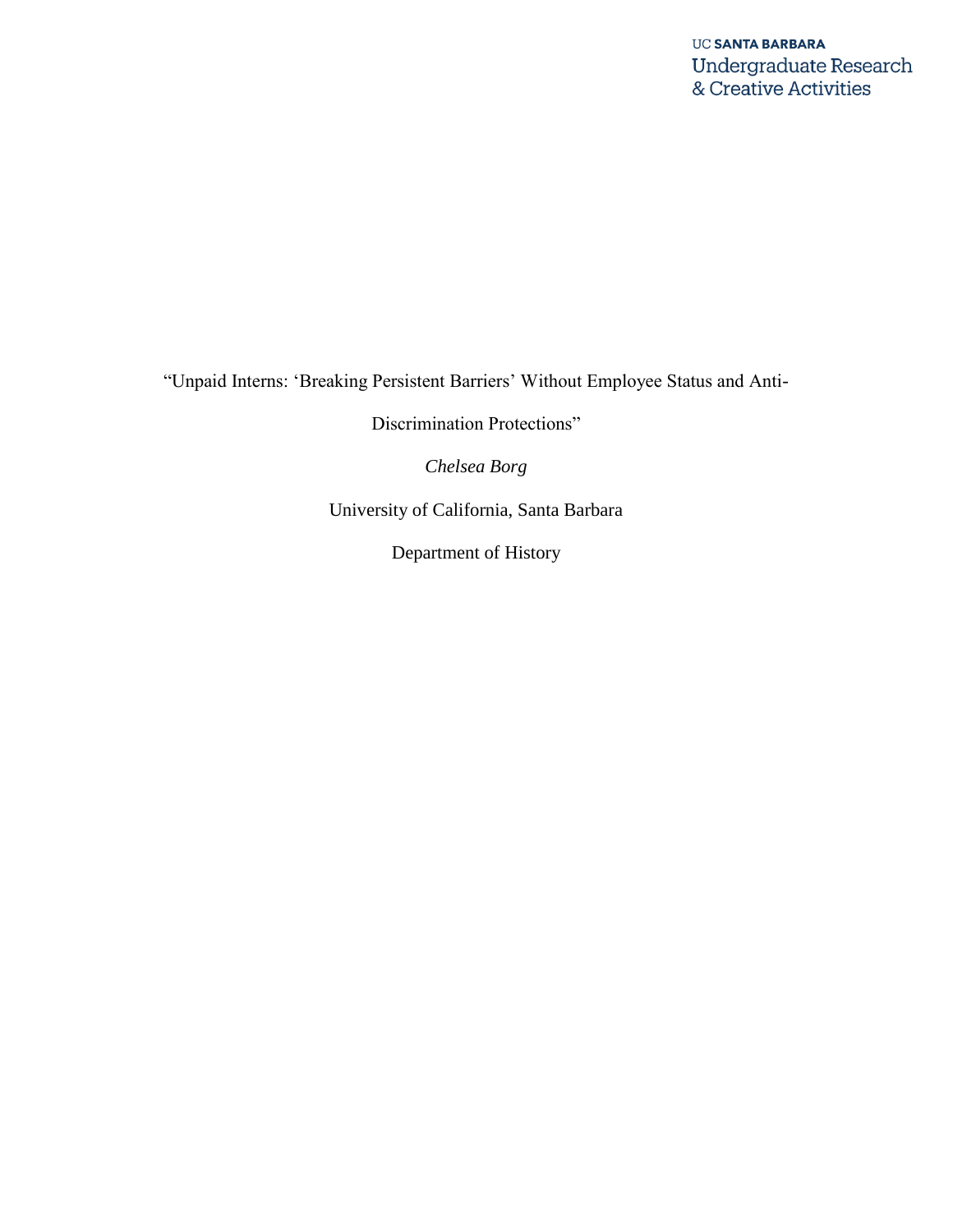UC **SANTA BARBARA**
Undergraduate Research
& Creative Activities

# "Unpaid Interns: 'Breaking Persistent Barriers' Without Employee Status and Anti-Discrimination Protections"

*Chelsea Borg*

University of California, Santa Barbara

Department of History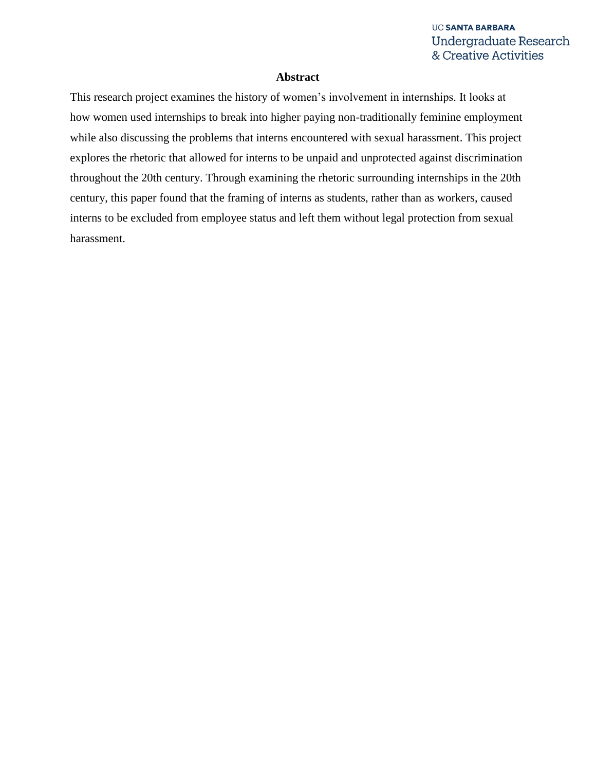## Abstract

This research project examines the history of women's involvement in internships. It looks at how women used internships to break into higher paying non-traditionally feminine employment while also discussing the problems that interns encountered with sexual harassment. This project explores the rhetoric that allowed for interns to be unpaid and unprotected against discrimination throughout the 20th century. Through examining the rhetoric surrounding internships in the 20th century, this paper found that the framing of interns as students, rather than as workers, caused interns to be excluded from employee status and left them without legal protection from sexual harassment.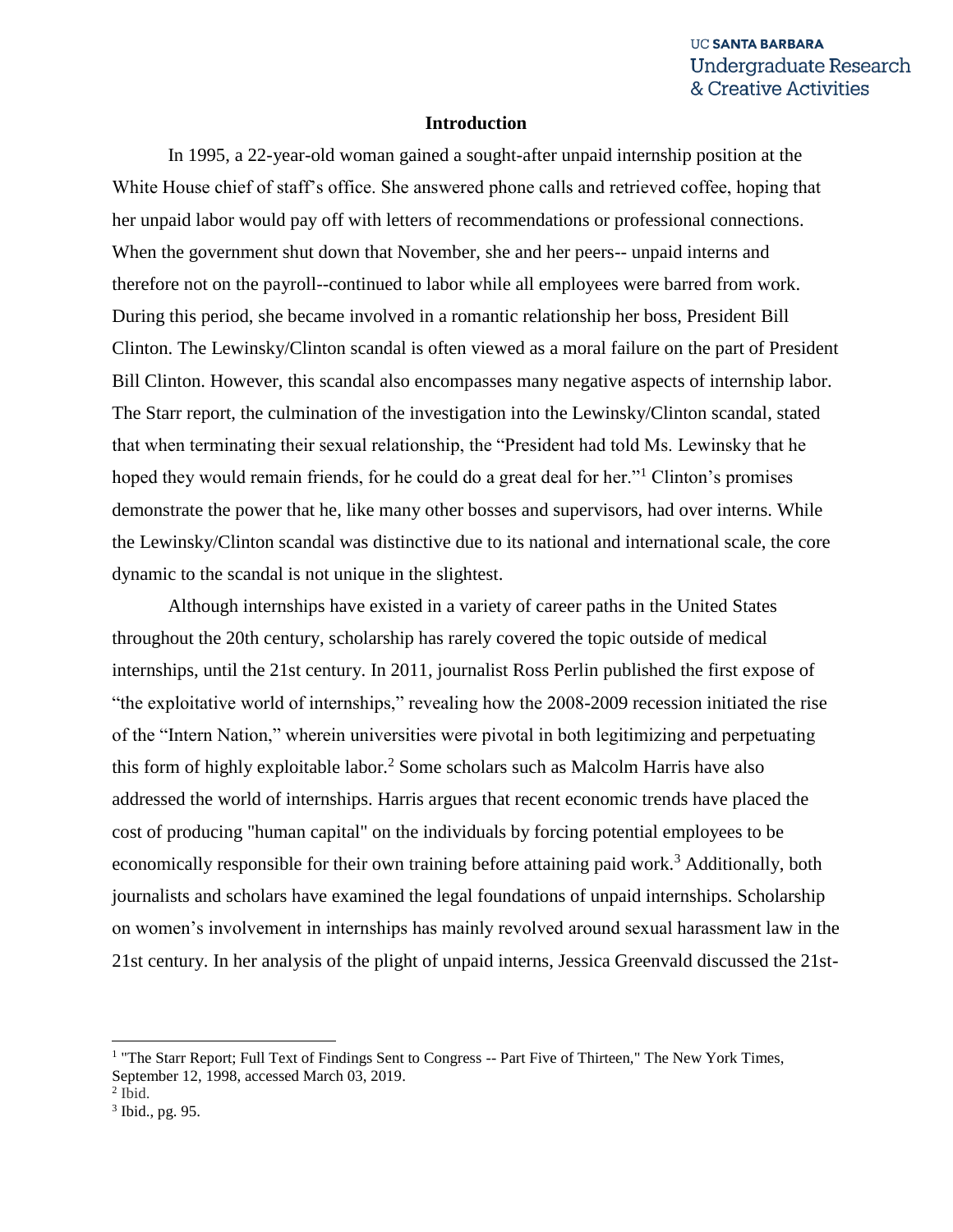## Introduction

In 1995, a 22-year-old woman gained a sought-after unpaid internship position at the White House chief of staff's office. She answered phone calls and retrieved coffee, hoping that her unpaid labor would pay off with letters of recommendations or professional connections. When the government shut down that November, she and her peers-- unpaid interns and therefore not on the payroll--continued to labor while all employees were barred from work. During this period, she became involved in a romantic relationship her boss, President Bill Clinton. The Lewinsky/Clinton scandal is often viewed as a moral failure on the part of President Bill Clinton. However, this scandal also encompasses many negative aspects of internship labor. The Starr report, the culmination of the investigation into the Lewinsky/Clinton scandal, stated that when terminating their sexual relationship, the "President had told Ms. Lewinsky that he hoped they would remain friends, for he could do a great deal for her."[1] Clinton's promises demonstrate the power that he, like many other bosses and supervisors, had over interns. While the Lewinsky/Clinton scandal was distinctive due to its national and international scale, the core dynamic to the scandal is not unique in the slightest.

Although internships have existed in a variety of career paths in the United States throughout the 20th century, scholarship has rarely covered the topic outside of medical internships, until the 21st century. In 2011, journalist Ross Perlin published the first expose of "the exploitative world of internships," revealing how the 2008-2009 recession initiated the rise of the "Intern Nation," wherein universities were pivotal in both legitimizing and perpetuating this form of highly exploitable labor.[2] Some scholars such as Malcolm Harris have also addressed the world of internships. Harris argues that recent economic trends have placed the cost of producing "human capital" on the individuals by forcing potential employees to be economically responsible for their own training before attaining paid work.[3] Additionally, both journalists and scholars have examined the legal foundations of unpaid internships. Scholarship on women's involvement in internships has mainly revolved around sexual harassment law in the 21st century. In her analysis of the plight of unpaid interns, Jessica Greenvald discussed the 21st-

---

[1] "The Starr Report; Full Text of Findings Sent to Congress -- Part Five of Thirteen," The New York Times, September 12, 1998, accessed March 03, 2019.

[2] Ibid.

[3] Ibid., pg. 95.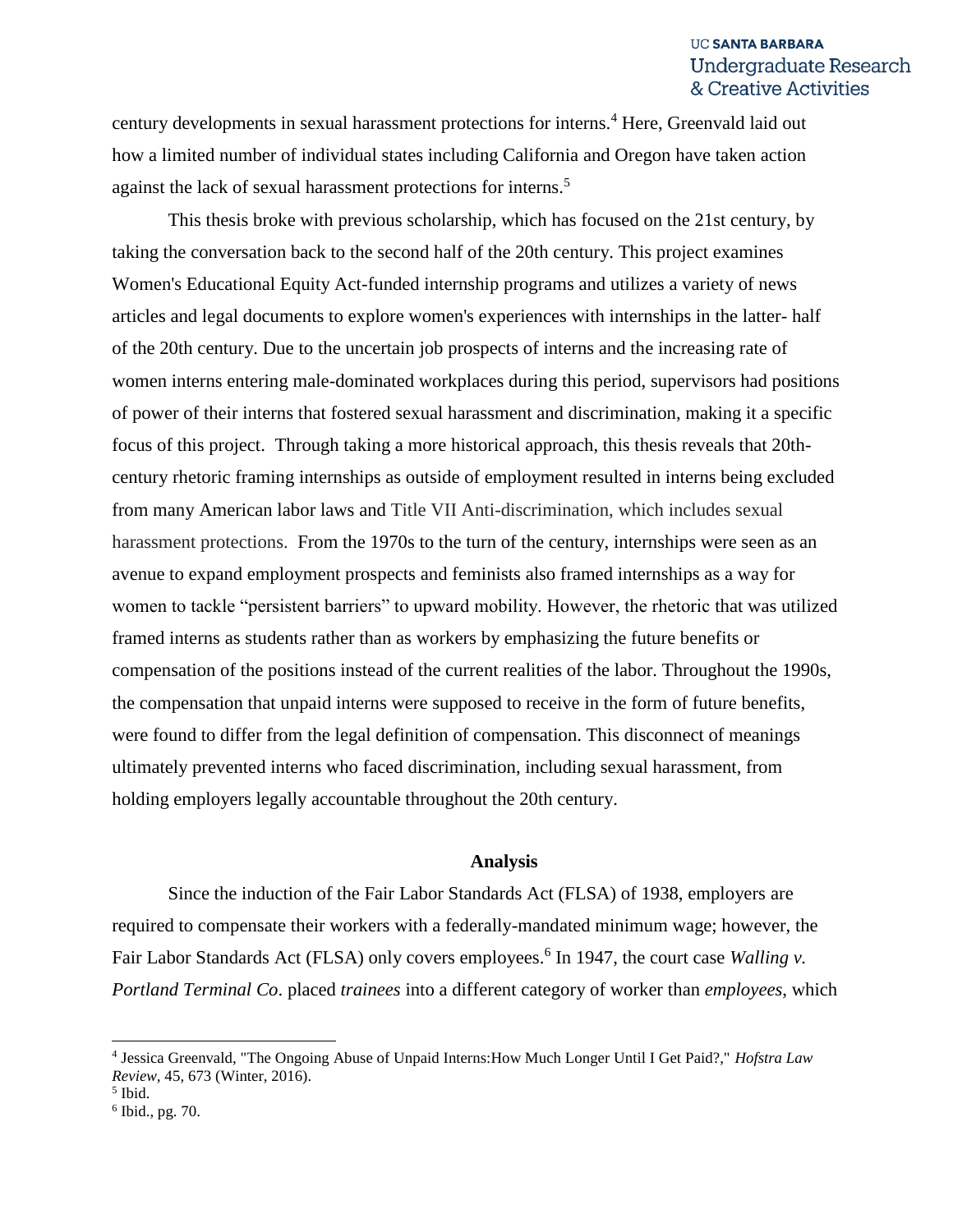century developments in sexual harassment protections for interns.[4] Here, Greenvald laid out how a limited number of individual states including California and Oregon have taken action against the lack of sexual harassment protections for interns.[5]

This thesis broke with previous scholarship, which has focused on the 21st century, by taking the conversation back to the second half of the 20th century. This project examines Women's Educational Equity Act-funded internship programs and utilizes a variety of news articles and legal documents to explore women's experiences with internships in the latter- half of the 20th century. Due to the uncertain job prospects of interns and the increasing rate of women interns entering male-dominated workplaces during this period, supervisors had positions of power of their interns that fostered sexual harassment and discrimination, making it a specific focus of this project. Through taking a more historical approach, this thesis reveals that 20th-century rhetoric framing internships as outside of employment resulted in interns being excluded from many American labor laws and Title VII Anti-discrimination, which includes sexual harassment protections. From the 1970s to the turn of the century, internships were seen as an avenue to expand employment prospects and feminists also framed internships as a way for women to tackle "persistent barriers" to upward mobility. However, the rhetoric that was utilized framed interns as students rather than as workers by emphasizing the future benefits or compensation of the positions instead of the current realities of the labor. Throughout the 1990s, the compensation that unpaid interns were supposed to receive in the form of future benefits, were found to differ from the legal definition of compensation. This disconnect of meanings ultimately prevented interns who faced discrimination, including sexual harassment, from holding employers legally accountable throughout the 20th century.

**Analysis**

Since the induction of the Fair Labor Standards Act (FLSA) of 1938, employers are required to compensate their workers with a federally-mandated minimum wage; however, the Fair Labor Standards Act (FLSA) only covers employees.[6] In 1947, the court case *Walling v. Portland Terminal Co*. placed *trainees* into a different category of worker than *employees*, which

---

[4] Jessica Greenvald, "The Ongoing Abuse of Unpaid Interns:How Much Longer Until I Get Paid?," *Hofstra Law Review*, 45, 673 (Winter, 2016).

[5] Ibid.

[6] Ibid., pg. 70.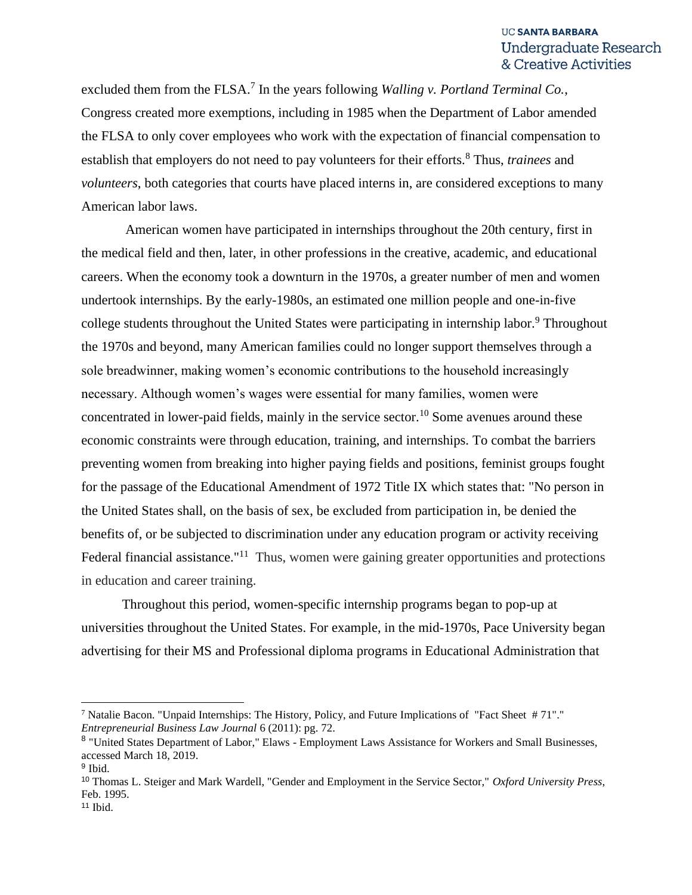excluded them from the FLSA.[7] In the years following *Walling v. Portland Terminal Co.*, Congress created more exemptions, including in 1985 when the Department of Labor amended the FLSA to only cover employees who work with the expectation of financial compensation to establish that employers do not need to pay volunteers for their efforts.[8] Thus, *trainees* and *volunteers*, both categories that courts have placed interns in, are considered exceptions to many American labor laws.

American women have participated in internships throughout the 20th century, first in the medical field and then, later, in other professions in the creative, academic, and educational careers. When the economy took a downturn in the 1970s, a greater number of men and women undertook internships. By the early-1980s, an estimated one million people and one-in-five college students throughout the United States were participating in internship labor.[9] Throughout the 1970s and beyond, many American families could no longer support themselves through a sole breadwinner, making women's economic contributions to the household increasingly necessary. Although women's wages were essential for many families, women were concentrated in lower-paid fields, mainly in the service sector.[10] Some avenues around these economic constraints were through education, training, and internships. To combat the barriers preventing women from breaking into higher paying fields and positions, feminist groups fought for the passage of the Educational Amendment of 1972 Title IX which states that: "No person in the United States shall, on the basis of sex, be excluded from participation in, be denied the benefits of, or be subjected to discrimination under any education program or activity receiving Federal financial assistance."[11] Thus, women were gaining greater opportunities and protections in education and career training.

Throughout this period, women-specific internship programs began to pop-up at universities throughout the United States. For example, in the mid-1970s, Pace University began advertising for their MS and Professional diploma programs in Educational Administration that

---

[7] Natalie Bacon. "Unpaid Internships: The History, Policy, and Future Implications of "Fact Sheet # 71"." *Entrepreneurial Business Law Journal* 6 (2011): pg. 72.

[8] "United States Department of Labor," Elaws - Employment Laws Assistance for Workers and Small Businesses, accessed March 18, 2019.

[9] Ibid.

[10] Thomas L. Steiger and Mark Wardell, "Gender and Employment in the Service Sector," *Oxford University Press*, Feb. 1995.

[11] Ibid.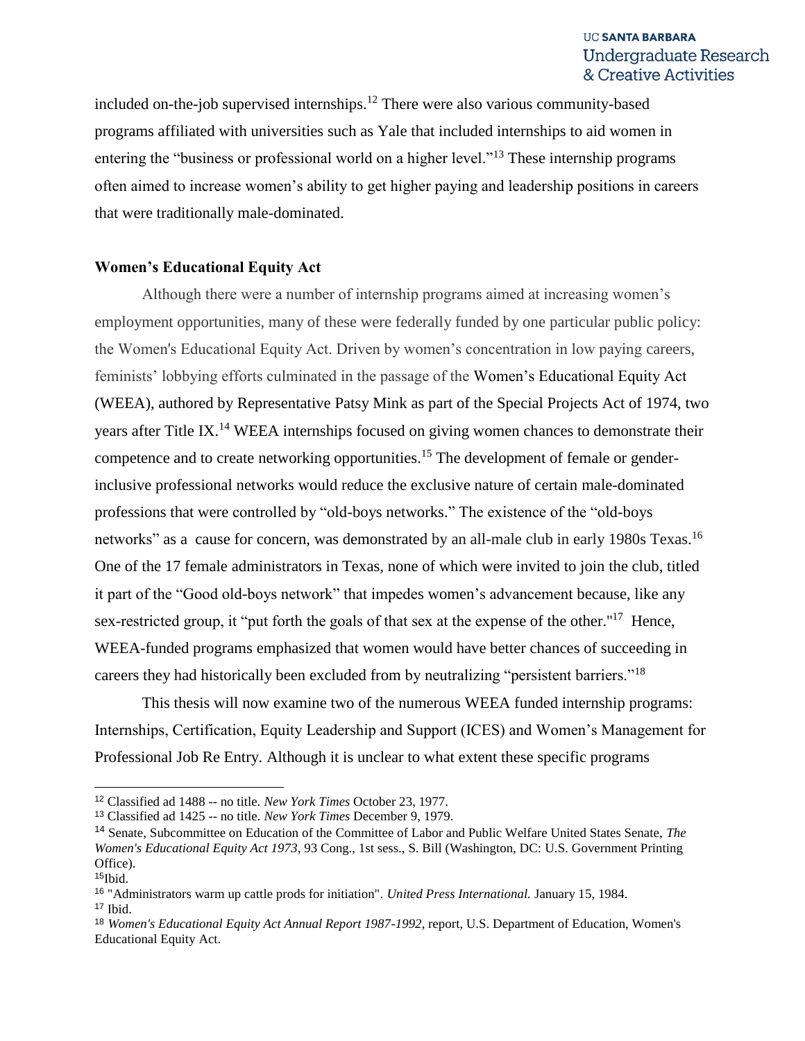included on-the-job supervised internships.[12] There were also various community-based programs affiliated with universities such as Yale that included internships to aid women in entering the "business or professional world on a higher level."[13] These internship programs often aimed to increase women's ability to get higher paying and leadership positions in careers that were traditionally male-dominated.

**Women's Educational Equity Act**

Although there were a number of internship programs aimed at increasing women's employment opportunities, many of these were federally funded by one particular public policy: the Women's Educational Equity Act. Driven by women's concentration in low paying careers, feminists' lobbying efforts culminated in the passage of the Women's Educational Equity Act (WEEA), authored by Representative Patsy Mink as part of the Special Projects Act of 1974, two years after Title IX.[14] WEEA internships focused on giving women chances to demonstrate their competence and to create networking opportunities.[15] The development of female or gender-inclusive professional networks would reduce the exclusive nature of certain male-dominated professions that were controlled by "old-boys networks." The existence of the "old-boys networks" as a cause for concern, was demonstrated by an all-male club in early 1980s Texas.[16] One of the 17 female administrators in Texas, none of which were invited to join the club, titled it part of the "Good old-boys network" that impedes women's advancement because, like any sex-restricted group, it "put forth the goals of that sex at the expense of the other."[17] Hence, WEEA-funded programs emphasized that women would have better chances of succeeding in careers they had historically been excluded from by neutralizing "persistent barriers."[18]

This thesis will now examine two of the numerous WEEA funded internship programs: Internships, Certification, Equity Leadership and Support (ICES) and Women's Management for Professional Job Re Entry. Although it is unclear to what extent these specific programs

---

[12] Classified ad 1488 -- no title. *New York Times* October 23, 1977.

[13] Classified ad 1425 -- no title. *New York Times* December 9, 1979.

[14] Senate, Subcommittee on Education of the Committee of Labor and Public Welfare United States Senate, *The Women's Educational Equity Act 1973*, 93 Cong., 1st sess., S. Bill (Washington, DC: U.S. Government Printing Office).

[15] Ibid.

[16] "Administrators warm up cattle prods for initiation". *United Press International.* January 15, 1984.

[17] Ibid.

[18] *Women's Educational Equity Act Annual Report 1987-1992*, report, U.S. Department of Education, Women's Educational Equity Act.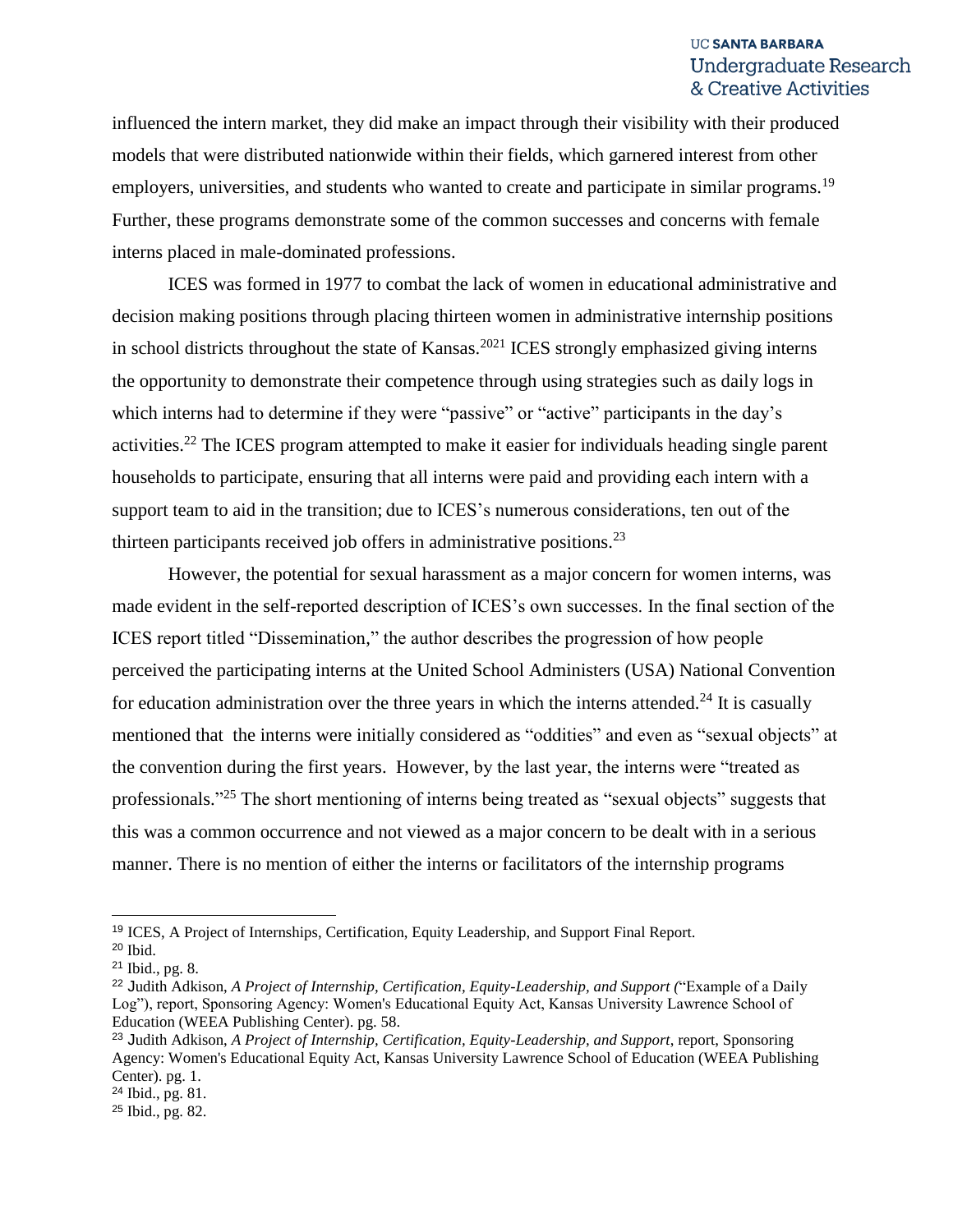influenced the intern market, they did make an impact through their visibility with their produced models that were distributed nationwide within their fields, which garnered interest from other employers, universities, and students who wanted to create and participate in similar programs.[19] Further, these programs demonstrate some of the common successes and concerns with female interns placed in male-dominated professions.

ICES was formed in 1977 to combat the lack of women in educational administrative and decision making positions through placing thirteen women in administrative internship positions in school districts throughout the state of Kansas.[20][21] ICES strongly emphasized giving interns the opportunity to demonstrate their competence through using strategies such as daily logs in which interns had to determine if they were "passive" or "active" participants in the day's activities.[22] The ICES program attempted to make it easier for individuals heading single parent households to participate, ensuring that all interns were paid and providing each intern with a support team to aid in the transition; due to ICES's numerous considerations, ten out of the thirteen participants received job offers in administrative positions.[23]

However, the potential for sexual harassment as a major concern for women interns, was made evident in the self-reported description of ICES's own successes. In the final section of the ICES report titled "Dissemination," the author describes the progression of how people perceived the participating interns at the United School Administers (USA) National Convention for education administration over the three years in which the interns attended.[24] It is casually mentioned that the interns were initially considered as "oddities" and even as "sexual objects" at the convention during the first years. However, by the last year, the interns were "treated as professionals."[25] The short mentioning of interns being treated as "sexual objects" suggests that this was a common occurrence and not viewed as a major concern to be dealt with in a serious manner. There is no mention of either the interns or facilitators of the internship programs

---

[19] ICES, A Project of Internships, Certification, Equity Leadership, and Support Final Report.

[20] Ibid.

[21] Ibid., pg. 8.

[22] Judith Adkison, *A Project of Internship, Certification, Equity-Leadership, and Support (*"Example of a Daily Log"), report, Sponsoring Agency: Women's Educational Equity Act, Kansas University Lawrence School of Education (WEEA Publishing Center). pg. 58.

[23] Judith Adkison, *A Project of Internship, Certification, Equity-Leadership, and Support*, report, Sponsoring Agency: Women's Educational Equity Act, Kansas University Lawrence School of Education (WEEA Publishing Center). pg. 1.

[24] Ibid., pg. 81.

[25] Ibid., pg. 82.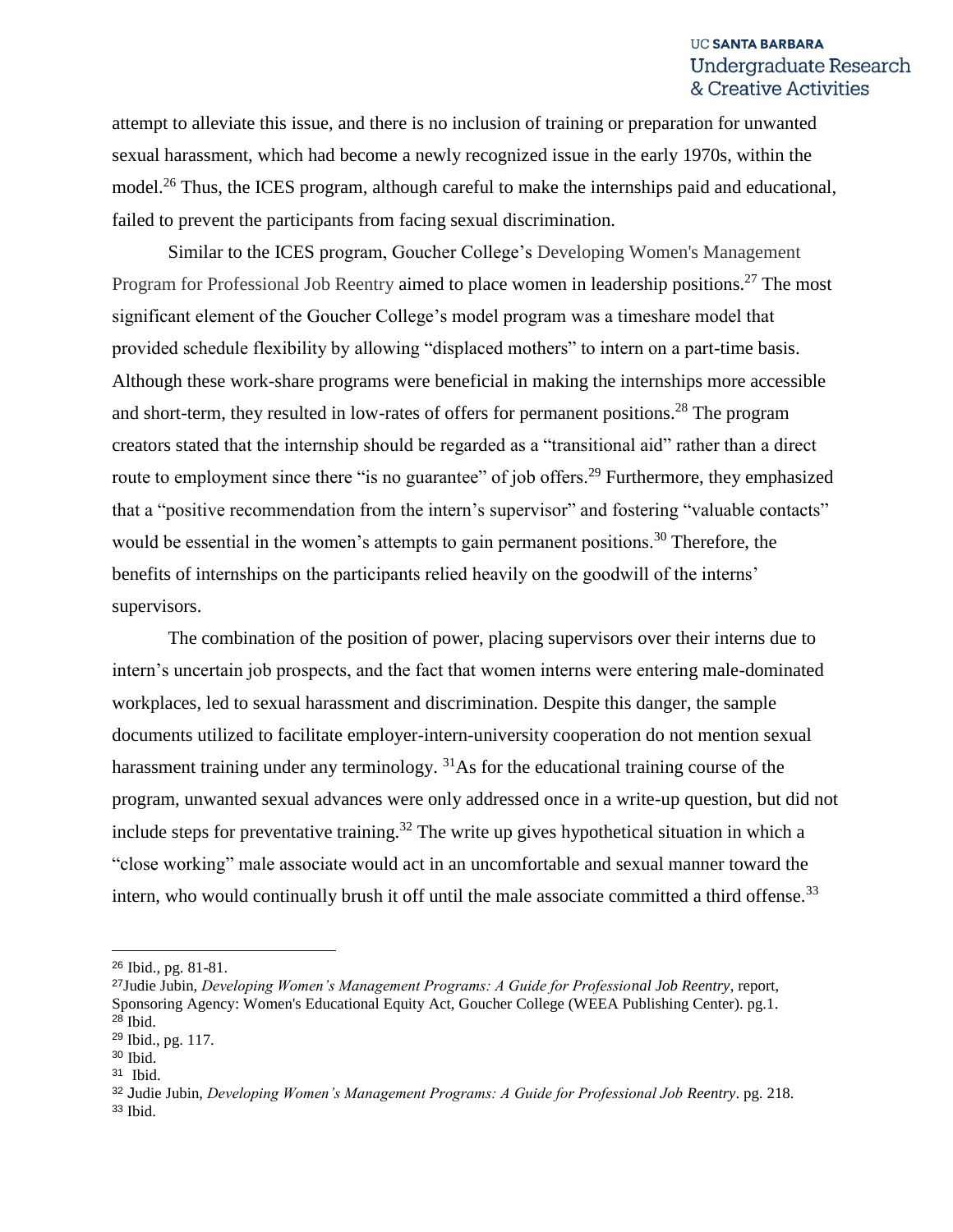attempt to alleviate this issue, and there is no inclusion of training or preparation for unwanted sexual harassment, which had become a newly recognized issue in the early 1970s, within the model.[26] Thus, the ICES program, although careful to make the internships paid and educational, failed to prevent the participants from facing sexual discrimination.

Similar to the ICES program, Goucher College's Developing Women's Management Program for Professional Job Reentry aimed to place women in leadership positions.[27] The most significant element of the Goucher College's model program was a timeshare model that provided schedule flexibility by allowing "displaced mothers" to intern on a part-time basis. Although these work-share programs were beneficial in making the internships more accessible and short-term, they resulted in low-rates of offers for permanent positions.[28] The program creators stated that the internship should be regarded as a "transitional aid" rather than a direct route to employment since there "is no guarantee" of job offers.[29] Furthermore, they emphasized that a "positive recommendation from the intern's supervisor" and fostering "valuable contacts" would be essential in the women's attempts to gain permanent positions.[30] Therefore, the benefits of internships on the participants relied heavily on the goodwill of the interns' supervisors.

The combination of the position of power, placing supervisors over their interns due to intern's uncertain job prospects, and the fact that women interns were entering male-dominated workplaces, led to sexual harassment and discrimination. Despite this danger, the sample documents utilized to facilitate employer-intern-university cooperation do not mention sexual harassment training under any terminology. [31]As for the educational training course of the program, unwanted sexual advances were only addressed once in a write-up question, but did not include steps for preventative training.[32] The write up gives hypothetical situation in which a "close working" male associate would act in an uncomfortable and sexual manner toward the intern, who would continually brush it off until the male associate committed a third offense.[33]

---

[26] Ibid., pg. 81-81.

[27] Judie Jubin, *Developing Women's Management Programs: A Guide for Professional Job Reentry*, report, Sponsoring Agency: Women's Educational Equity Act, Goucher College (WEEA Publishing Center). pg.1.

[28] Ibid.

[29] Ibid., pg. 117.

[30] Ibid.

[31] Ibid.

[32] Judie Jubin, *Developing Women's Management Programs: A Guide for Professional Job Reentry*. pg. 218.

[33] Ibid.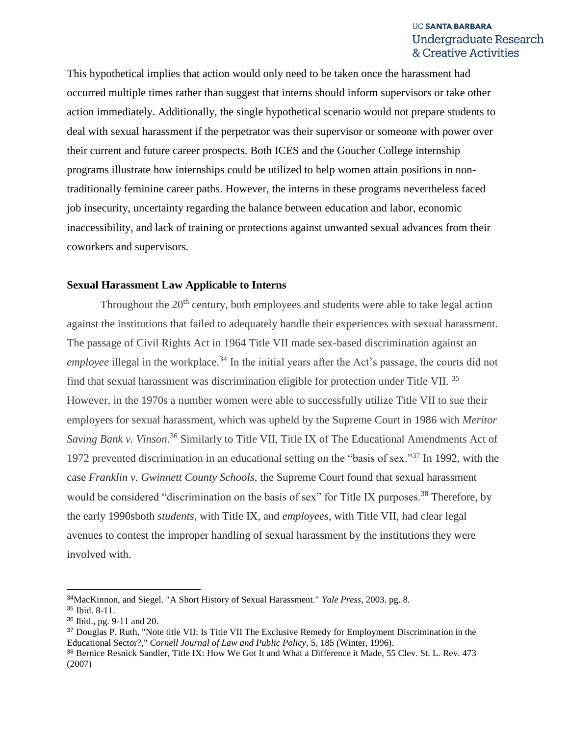This hypothetical implies that action would only need to be taken once the harassment had occurred multiple times rather than suggest that interns should inform supervisors or take other action immediately. Additionally, the single hypothetical scenario would not prepare students to deal with sexual harassment if the perpetrator was their supervisor or someone with power over their current and future career prospects. Both ICES and the Goucher College internship programs illustrate how internships could be utilized to help women attain positions in non-traditionally feminine career paths. However, the interns in these programs nevertheless faced job insecurity, uncertainty regarding the balance between education and labor, economic inaccessibility, and lack of training or protections against unwanted sexual advances from their coworkers and supervisors.

### Sexual Harassment Law Applicable to Interns

Throughout the 20th century, both employees and students were able to take legal action against the institutions that failed to adequately handle their experiences with sexual harassment. The passage of Civil Rights Act in 1964 Title VII made sex-based discrimination against an *employee* illegal in the workplace.[34] In the initial years after the Act's passage, the courts did not find that sexual harassment was discrimination eligible for protection under Title VII. [35] However, in the 1970s a number women were able to successfully utilize Title VII to sue their employers for sexual harassment, which was upheld by the Supreme Court in 1986 with *Meritor Saving Bank v. Vinson*.[36] Similarly to Title VII, Title IX of The Educational Amendments Act of 1972 prevented discrimination in an educational setting on the "basis of sex."[37] In 1992, with the case *Franklin v. Gwinnett County Schools*, the Supreme Court found that sexual harassment would be considered "discrimination on the basis of sex" for Title IX purposes.[38] Therefore, by the early 1990sboth *students*, with Title IX, and *employees*, with Title VII, had clear legal avenues to contest the improper handling of sexual harassment by the institutions they were involved with.

---

[34]MacKinnon, and Siegel. "A Short History of Sexual Harassment." *Yale Press*, 2003. pg. 8.

[35] Ibid. 8-11.

[36] Ibid., pg. 9-11 and 20.

[37] Douglas P. Ruth, "Note title VII: Is Title VII The Exclusive Remedy for Employment Discrimination in the Educational Sector?," *Cornell Journal of Law and Public Policy*, 5, 185 (Winter, 1996).

[38] Bernice Resnick Sandler, Title IX: How We Got It and What a Difference it Made, 55 Clev. St. L. Rev. 473 (2007)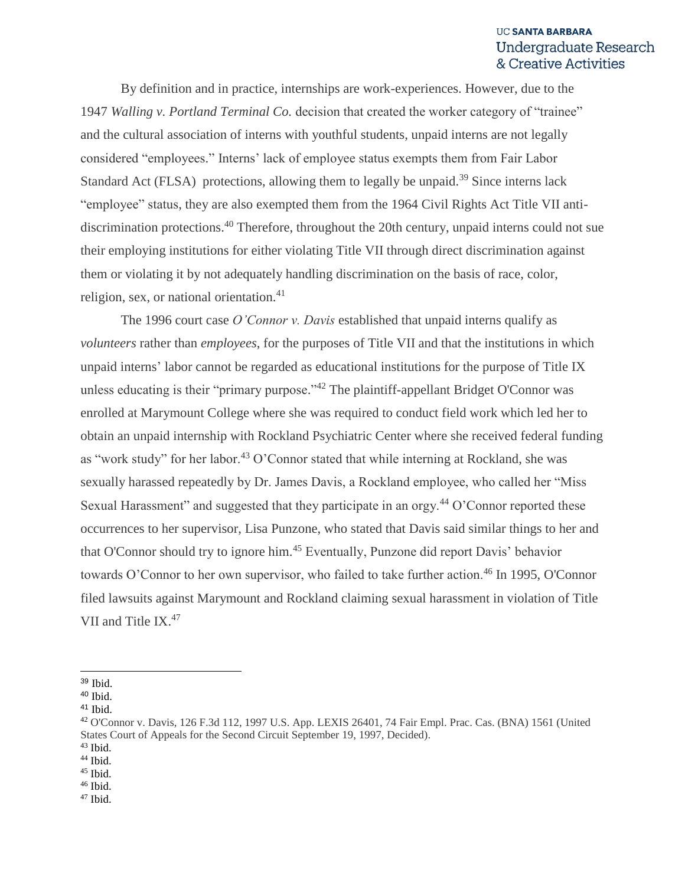By definition and in practice, internships are work-experiences. However, due to the 1947 *Walling v. Portland Terminal Co.* decision that created the worker category of "trainee" and the cultural association of interns with youthful students, unpaid interns are not legally considered "employees." Interns' lack of employee status exempts them from Fair Labor Standard Act (FLSA) protections, allowing them to legally be unpaid.[39] Since interns lack "employee" status, they are also exempted them from the 1964 Civil Rights Act Title VII anti-discrimination protections.[40] Therefore, throughout the 20th century, unpaid interns could not sue their employing institutions for either violating Title VII through direct discrimination against them or violating it by not adequately handling discrimination on the basis of race, color, religion, sex, or national orientation.[41]

The 1996 court case *O'Connor v. Davis* established that unpaid interns qualify as *volunteers* rather than *employees*, for the purposes of Title VII and that the institutions in which unpaid interns' labor cannot be regarded as educational institutions for the purpose of Title IX unless educating is their "primary purpose."[42] The plaintiff-appellant Bridget O'Connor was enrolled at Marymount College where she was required to conduct field work which led her to obtain an unpaid internship with Rockland Psychiatric Center where she received federal funding as "work study" for her labor.[43] O'Connor stated that while interning at Rockland, she was sexually harassed repeatedly by Dr. James Davis, a Rockland employee, who called her "Miss Sexual Harassment" and suggested that they participate in an orgy.[44] O'Connor reported these occurrences to her supervisor, Lisa Punzone, who stated that Davis said similar things to her and that O'Connor should try to ignore him.[45] Eventually, Punzone did report Davis' behavior towards O'Connor to her own supervisor, who failed to take further action.[46] In 1995, O'Connor filed lawsuits against Marymount and Rockland claiming sexual harassment in violation of Title VII and Title IX.[47]

---

[39] Ibid.
[40] Ibid.
[41] Ibid.
[42] O'Connor v. Davis, 126 F.3d 112, 1997 U.S. App. LEXIS 26401, 74 Fair Empl. Prac. Cas. (BNA) 1561 (United States Court of Appeals for the Second Circuit September 19, 1997, Decided).
[43] Ibid.
[44] Ibid.
[45] Ibid.
[46] Ibid.
[47] Ibid.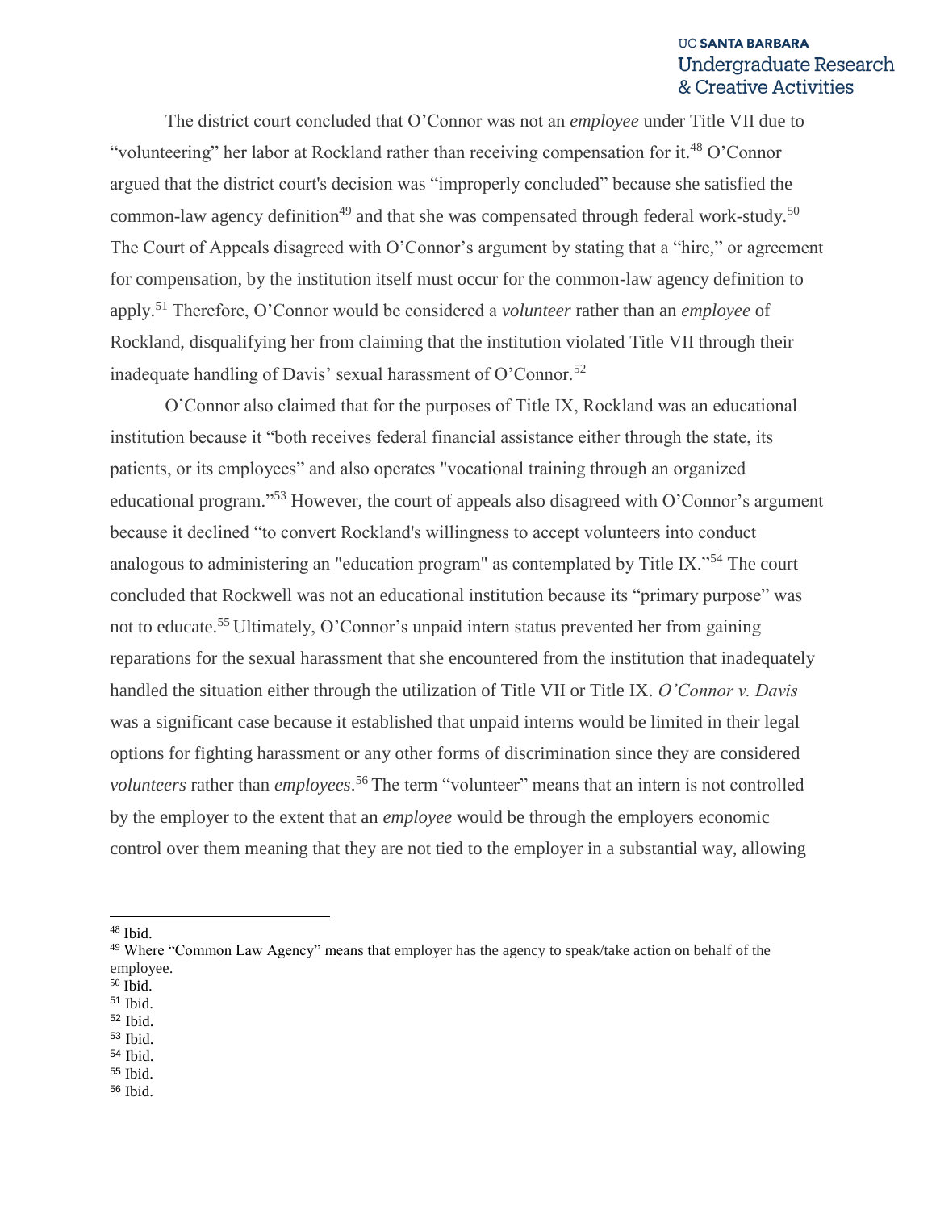The district court concluded that O'Connor was not an *employee* under Title VII due to "volunteering" her labor at Rockland rather than receiving compensation for it.[48] O'Connor argued that the district court's decision was "improperly concluded" because she satisfied the common-law agency definition[49] and that she was compensated through federal work-study.[50] The Court of Appeals disagreed with O'Connor's argument by stating that a "hire," or agreement for compensation, by the institution itself must occur for the common-law agency definition to apply.[51] Therefore, O'Connor would be considered a *volunteer* rather than an *employee* of Rockland, disqualifying her from claiming that the institution violated Title VII through their inadequate handling of Davis' sexual harassment of O'Connor.[52]

O'Connor also claimed that for the purposes of Title IX, Rockland was an educational institution because it "both receives federal financial assistance either through the state, its patients, or its employees" and also operates "vocational training through an organized educational program."[53] However, the court of appeals also disagreed with O'Connor's argument because it declined "to convert Rockland's willingness to accept volunteers into conduct analogous to administering an "education program" as contemplated by Title IX."[54] The court concluded that Rockwell was not an educational institution because its "primary purpose" was not to educate.[55] Ultimately, O'Connor's unpaid intern status prevented her from gaining reparations for the sexual harassment that she encountered from the institution that inadequately handled the situation either through the utilization of Title VII or Title IX. *O'Connor v. Davis* was a significant case because it established that unpaid interns would be limited in their legal options for fighting harassment or any other forms of discrimination since they are considered *volunteers* rather than *employees*.[56] The term "volunteer" means that an intern is not controlled by the employer to the extent that an *employee* would be through the employers economic control over them meaning that they are not tied to the employer in a substantial way, allowing

---

[48] Ibid.

[49] Where "Common Law Agency" means that employer has the agency to speak/take action on behalf of the employee.

[50] Ibid.

[51] Ibid.

[52] Ibid.

[53] Ibid.

[54] Ibid.

[55] Ibid.

[56] Ibid.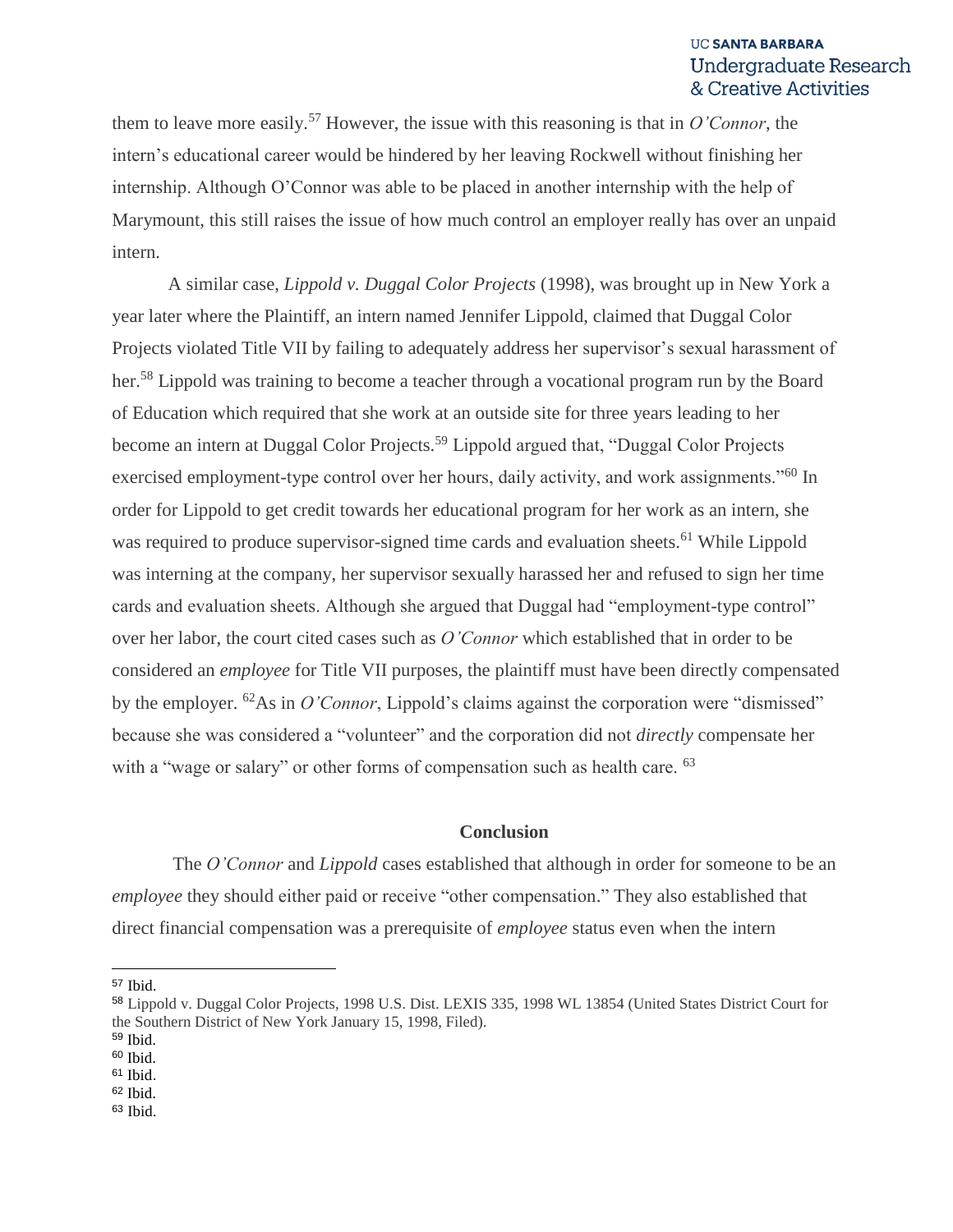them to leave more easily.[57] However, the issue with this reasoning is that in *O'Connor*, the intern's educational career would be hindered by her leaving Rockwell without finishing her internship. Although O'Connor was able to be placed in another internship with the help of Marymount, this still raises the issue of how much control an employer really has over an unpaid intern.

A similar case, *Lippold v. Duggal Color Projects* (1998), was brought up in New York a year later where the Plaintiff, an intern named Jennifer Lippold, claimed that Duggal Color Projects violated Title VII by failing to adequately address her supervisor's sexual harassment of her.[58] Lippold was training to become a teacher through a vocational program run by the Board of Education which required that she work at an outside site for three years leading to her become an intern at Duggal Color Projects.[59] Lippold argued that, "Duggal Color Projects exercised employment-type control over her hours, daily activity, and work assignments."[60] In order for Lippold to get credit towards her educational program for her work as an intern, she was required to produce supervisor-signed time cards and evaluation sheets.[61] While Lippold was interning at the company, her supervisor sexually harassed her and refused to sign her time cards and evaluation sheets. Although she argued that Duggal had "employment-type control" over her labor, the court cited cases such as *O'Connor* which established that in order to be considered an *employee* for Title VII purposes, the plaintiff must have been directly compensated by the employer. [62]As in *O'Connor*, Lippold's claims against the corporation were "dismissed" because she was considered a "volunteer" and the corporation did not *directly* compensate her with a "wage or salary" or other forms of compensation such as health care. [63]

## Conclusion

The *O'Connor* and *Lippold* cases established that although in order for someone to be an *employee* they should either paid or receive "other compensation." They also established that direct financial compensation was a prerequisite of *employee* status even when the intern

---

[57] Ibid.
[58] Lippold v. Duggal Color Projects, 1998 U.S. Dist. LEXIS 335, 1998 WL 13854 (United States District Court for the Southern District of New York January 15, 1998, Filed).
[59] Ibid.
[60] Ibid.
[61] Ibid.
[62] Ibid.
[63] Ibid.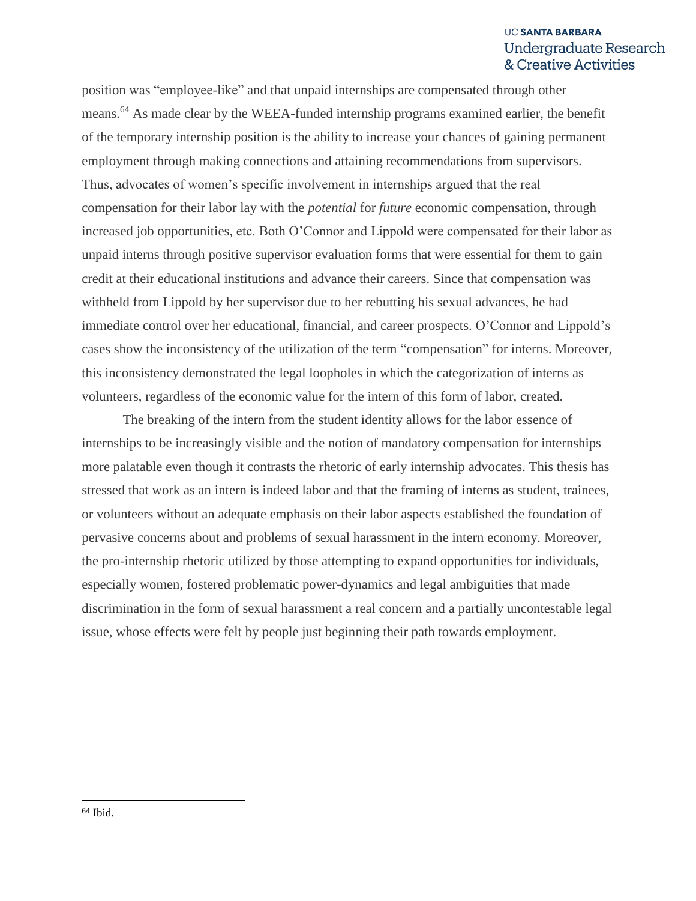position was "employee-like" and that unpaid internships are compensated through other means.[64] As made clear by the WEEA-funded internship programs examined earlier, the benefit of the temporary internship position is the ability to increase your chances of gaining permanent employment through making connections and attaining recommendations from supervisors. Thus, advocates of women's specific involvement in internships argued that the real compensation for their labor lay with the *potential* for *future* economic compensation, through increased job opportunities, etc. Both O'Connor and Lippold were compensated for their labor as unpaid interns through positive supervisor evaluation forms that were essential for them to gain credit at their educational institutions and advance their careers. Since that compensation was withheld from Lippold by her supervisor due to her rebutting his sexual advances, he had immediate control over her educational, financial, and career prospects. O'Connor and Lippold's cases show the inconsistency of the utilization of the term "compensation" for interns. Moreover, this inconsistency demonstrated the legal loopholes in which the categorization of interns as volunteers, regardless of the economic value for the intern of this form of labor, created.

The breaking of the intern from the student identity allows for the labor essence of internships to be increasingly visible and the notion of mandatory compensation for internships more palatable even though it contrasts the rhetoric of early internship advocates. This thesis has stressed that work as an intern is indeed labor and that the framing of interns as student, trainees, or volunteers without an adequate emphasis on their labor aspects established the foundation of pervasive concerns about and problems of sexual harassment in the intern economy. Moreover, the pro-internship rhetoric utilized by those attempting to expand opportunities for individuals, especially women, fostered problematic power-dynamics and legal ambiguities that made discrimination in the form of sexual harassment a real concern and a partially uncontestable legal issue, whose effects were felt by people just beginning their path towards employment.

---

[64] Ibid.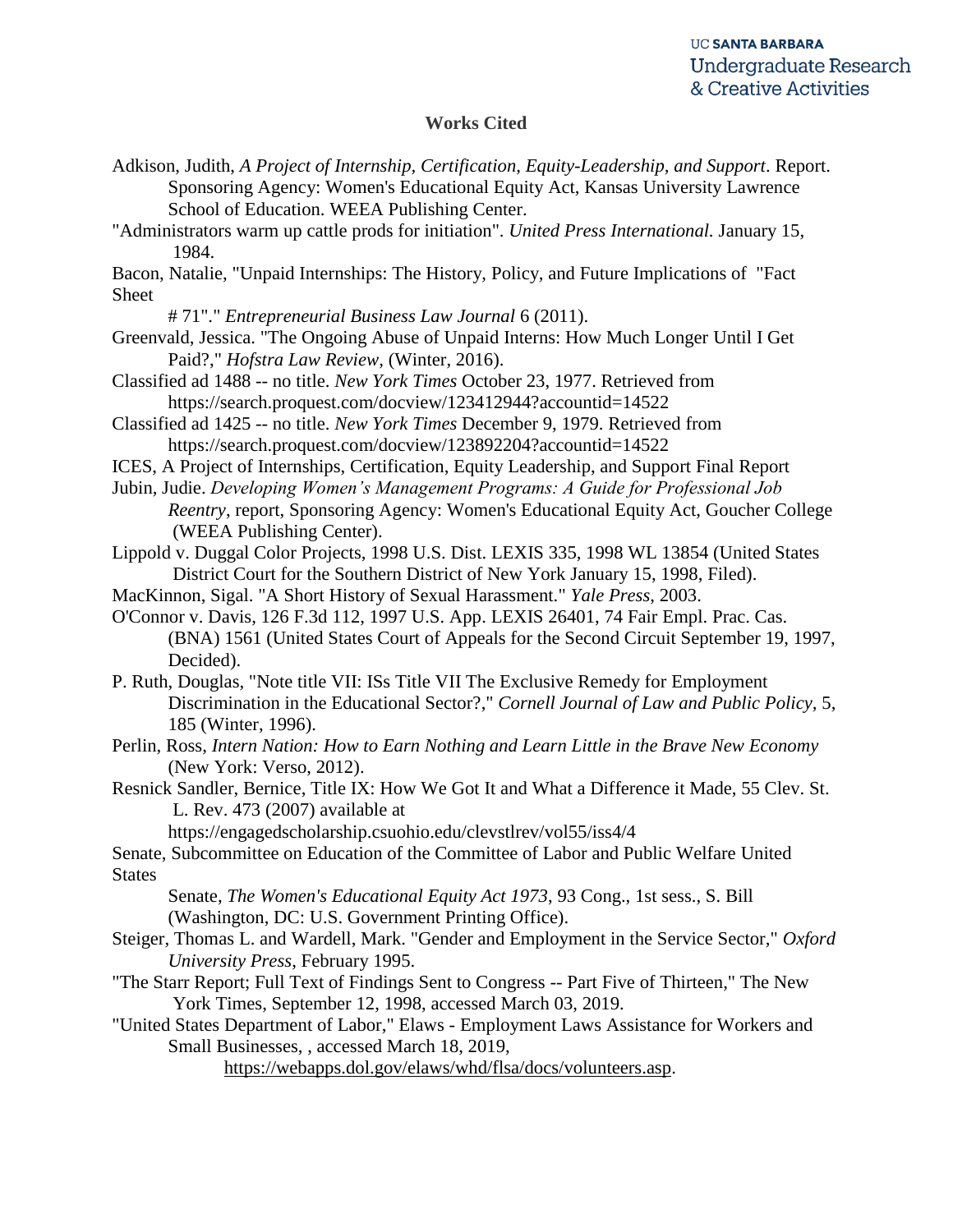## Works Cited

Adkison, Judith, *A Project of Internship, Certification, Equity-Leadership, and Support*. Report. Sponsoring Agency: Women's Educational Equity Act, Kansas University Lawrence School of Education. WEEA Publishing Center.

"Administrators warm up cattle prods for initiation". *United Press International.* January 15, 1984.

Bacon, Natalie, "Unpaid Internships: The History, Policy, and Future Implications of "Fact Sheet # 71"." *Entrepreneurial Business Law Journal* 6 (2011).

Greenvald, Jessica. "The Ongoing Abuse of Unpaid Interns: How Much Longer Until I Get Paid?," *Hofstra Law Review*, (Winter, 2016).

Classified ad 1488 -- no title. *New York Times* October 23, 1977. Retrieved from https://search.proquest.com/docview/123412944?accountid=14522

Classified ad 1425 -- no title. *New York Times* December 9, 1979. Retrieved from https://search.proquest.com/docview/123892204?accountid=14522

ICES, A Project of Internships, Certification, Equity Leadership, and Support Final Report

Jubin, Judie. *Developing Women's Management Programs: A Guide for Professional Job Reentry*, report, Sponsoring Agency: Women's Educational Equity Act, Goucher College (WEEA Publishing Center).

Lippold v. Duggal Color Projects, 1998 U.S. Dist. LEXIS 335, 1998 WL 13854 (United States District Court for the Southern District of New York January 15, 1998, Filed).

MacKinnon, Sigal. "A Short History of Sexual Harassment." *Yale Press*, 2003.

O'Connor v. Davis, 126 F.3d 112, 1997 U.S. App. LEXIS 26401, 74 Fair Empl. Prac. Cas. (BNA) 1561 (United States Court of Appeals for the Second Circuit September 19, 1997, Decided).

P. Ruth, Douglas, "Note title VII: ISs Title VII The Exclusive Remedy for Employment Discrimination in the Educational Sector?," *Cornell Journal of Law and Public Policy*, 5, 185 (Winter, 1996).

Perlin, Ross, *Intern Nation: How to Earn Nothing and Learn Little in the Brave New Economy* (New York: Verso, 2012).

Resnick Sandler, Bernice, Title IX: How We Got It and What a Difference it Made, 55 Clev. St. L. Rev. 473 (2007) available at https://engagedscholarship.csuohio.edu/clevstlrev/vol55/iss4/4

Senate, Subcommittee on Education of the Committee of Labor and Public Welfare United States Senate, *The Women's Educational Equity Act 1973*, 93 Cong., 1st sess., S. Bill (Washington, DC: U.S. Government Printing Office).

Steiger, Thomas L. and Wardell, Mark. "Gender and Employment in the Service Sector," *Oxford University Press*, February 1995.

"The Starr Report; Full Text of Findings Sent to Congress -- Part Five of Thirteen," The New York Times, September 12, 1998, accessed March 03, 2019.

"United States Department of Labor," Elaws - Employment Laws Assistance for Workers and Small Businesses, , accessed March 18, 2019, https://webapps.dol.gov/elaws/whd/flsa/docs/volunteers.asp.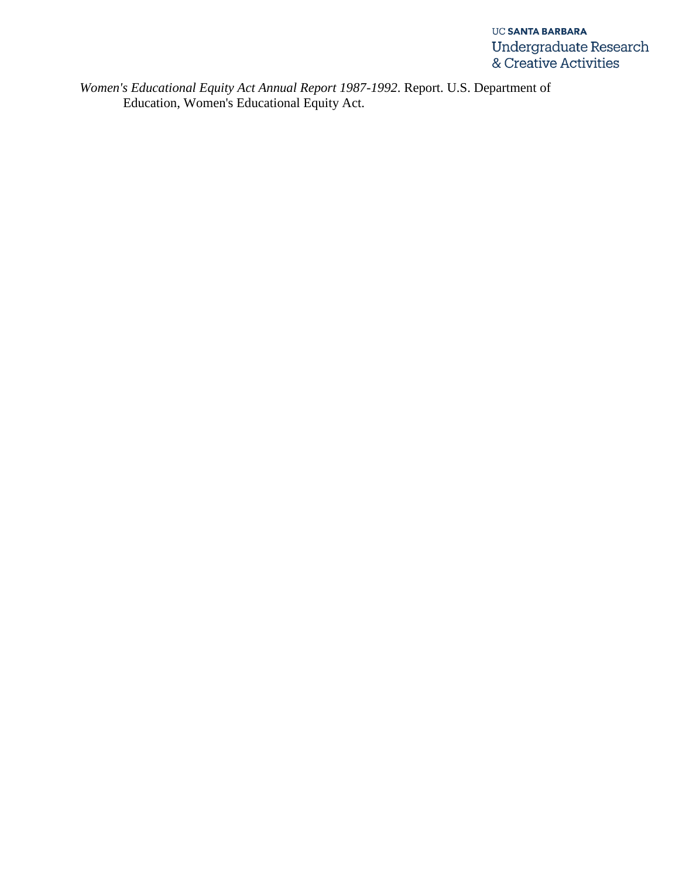*Women's Educational Equity Act Annual Report 1987-1992*. Report. U.S. Department of Education, Women's Educational Equity Act.